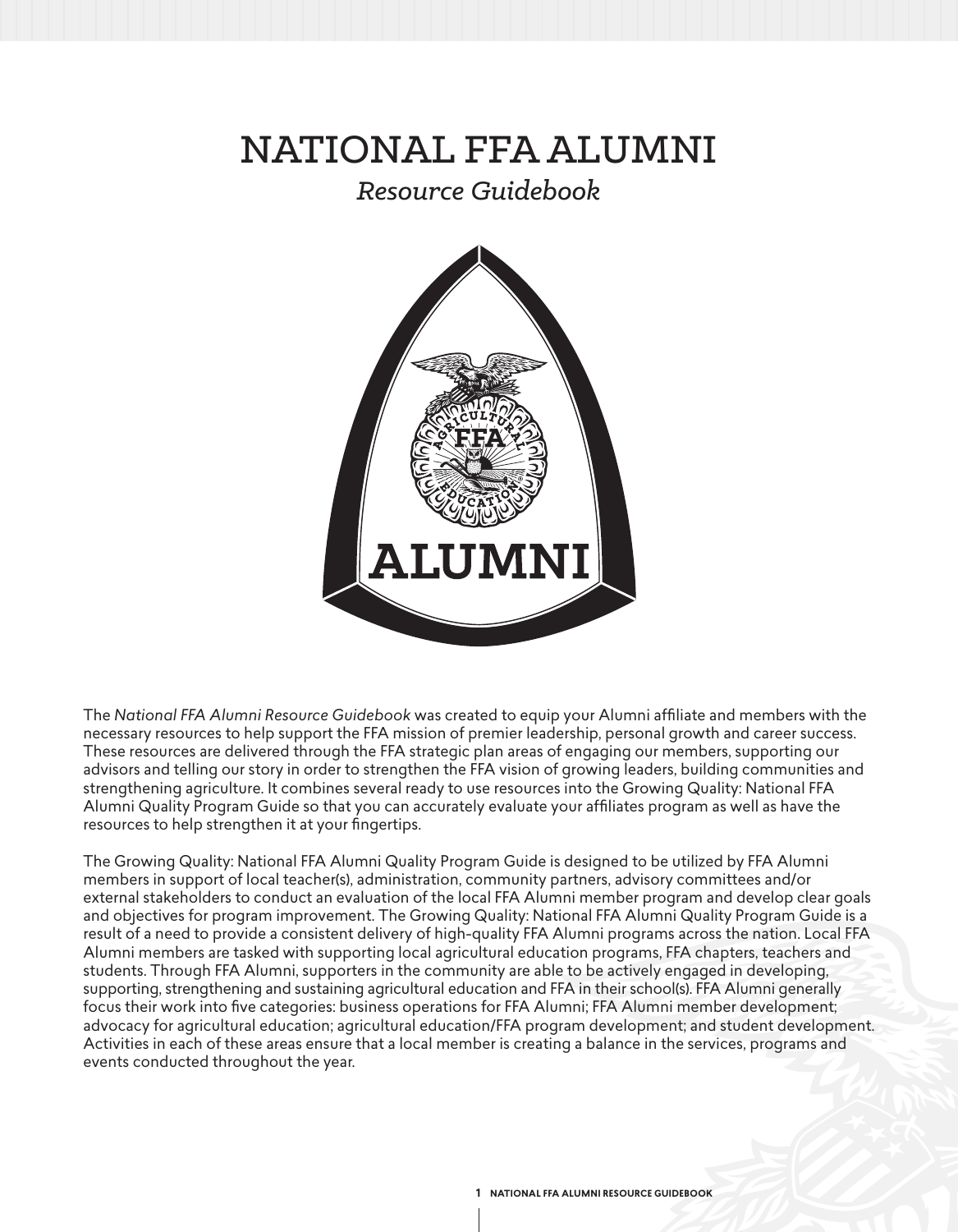# NATIONAL FFA ALUMNI

*Resource Guidebook*

The *National FFA Alumni Resource Guidebook* was created to equip your Alumni affiliate and members with the necessary resources to help support the FFA mission of premier leadership, personal growth and career success. These resources are delivered through the FFA strategic plan areas of engaging our members, supporting our advisors and telling our story in order to strengthen the FFA vision of growing leaders, building communities and strengthening agriculture. It combines several ready to use resources into the Growing Quality: National FFA Alumni Quality Program Guide so that you can accurately evaluate your affiliates program as well as have the resources to help strengthen it at your fingertips.

The Growing Quality: National FFA Alumni Quality Program Guide is designed to be utilized by FFA Alumni members in support of local teacher(s), administration, community partners, advisory committees and/or external stakeholders to conduct an evaluation of the local FFA Alumni member program and develop clear goals and objectives for program improvement. The Growing Quality: National FFA Alumni Quality Program Guide is a result of a need to provide a consistent delivery of high-quality FFA Alumni programs across the nation. Local FFA Alumni members are tasked with supporting local agricultural education programs, FFA chapters, teachers and students. Through FFA Alumni, supporters in the community are able to be actively engaged in developing, supporting, strengthening and sustaining agricultural education and FFA in their school(s). FFA Alumni generally focus their work into five categories: business operations for FFA Alumni; FFA Alumni member development; advocacy for agricultural education; agricultural education/FFA program development; and student development. Activities in each of these areas ensure that a local member is creating a balance in the services, programs and events conducted throughout the year.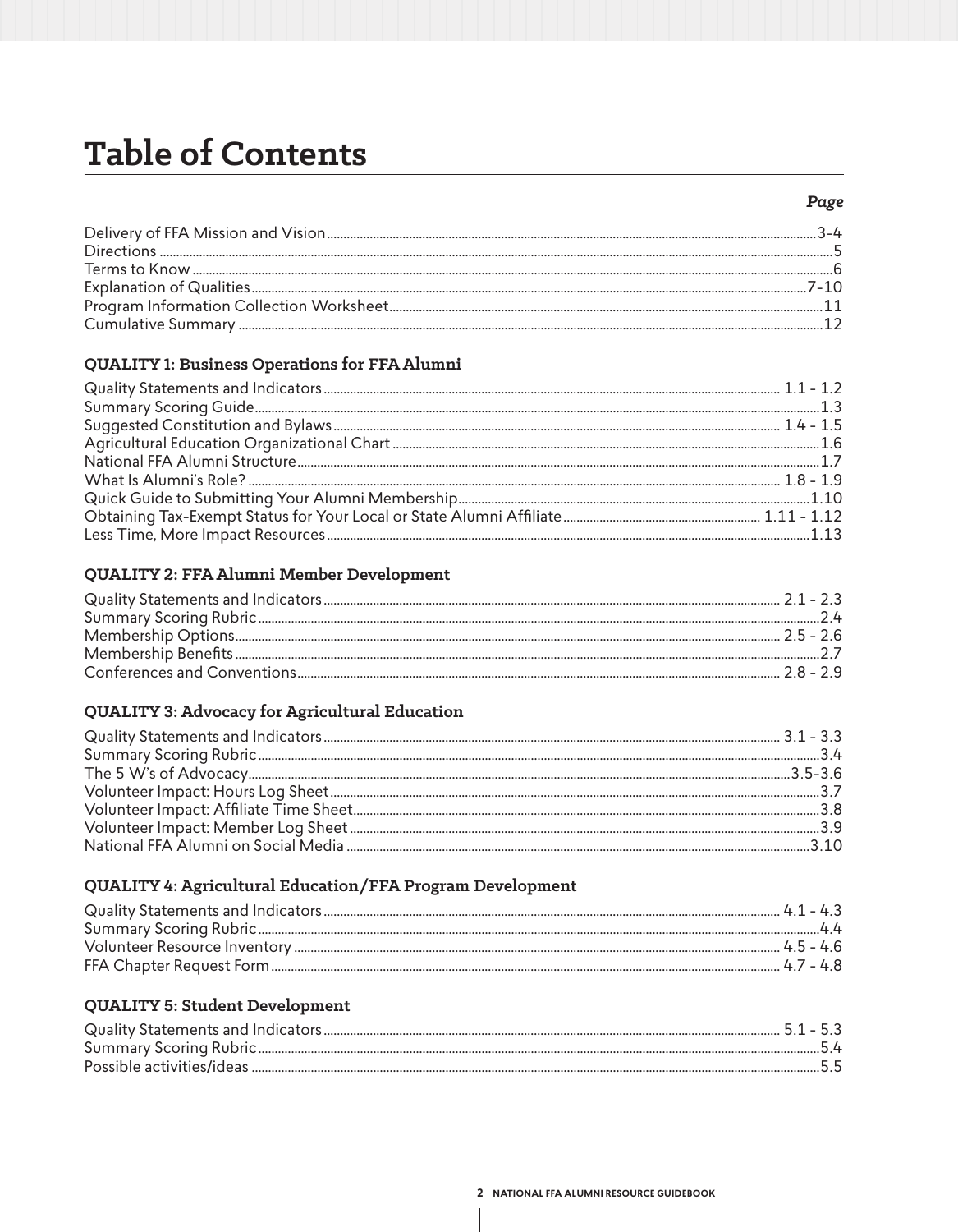# Table of Contents

| | Page |
|---|---|
| Delivery of FFA Mission and Vision | 3-4 |
| Directions | 5 |
| Terms to Know | 6 |
| Explanation of Qualities | 7-10 |
| Program Information Collection Worksheet | 11 |
| Cumulative Summary | 12 |

### QUALITY 1: Business Operations for FFA Alumni

| | |
|---|---|
| Quality Statements and Indicators | 1.1 - 1.2 |
| Summary Scoring Guide | 1.3 |
| Suggested Constitution and Bylaws | 1.4 - 1.5 |
| Agricultural Education Organizational Chart | 1.6 |
| National FFA Alumni Structure | 1.7 |
| What Is Alumni's Role? | 1.8 - 1.9 |
| Quick Guide to Submitting Your Alumni Membership | 1.10 |
| Obtaining Tax-Exempt Status for Your Local or State Alumni Affiliate | 1.11 - 1.12 |
| Less Time, More Impact Resources | 1.13 |

### QUALITY 2: FFA Alumni Member Development

| | |
|---|---|
| Quality Statements and Indicators | 2.1 - 2.3 |
| Summary Scoring Rubric | 2.4 |
| Membership Options | 2.5 - 2.6 |
| Membership Benefits | 2.7 |
| Conferences and Conventions | 2.8 - 2.9 |

### QUALITY 3: Advocacy for Agricultural Education

| | |
|---|---|
| Quality Statements and Indicators | 3.1 - 3.3 |
| Summary Scoring Rubric | 3.4 |
| The 5 W's of Advocacy | 3.5-3.6 |
| Volunteer Impact: Hours Log Sheet | 3.7 |
| Volunteer Impact: Affiliate Time Sheet | 3.8 |
| Volunteer Impact: Member Log Sheet | 3.9 |
| National FFA Alumni on Social Media | 3.10 |

### QUALITY 4: Agricultural Education/FFA Program Development

| | |
|---|---|
| Quality Statements and Indicators | 4.1 - 4.3 |
| Summary Scoring Rubric | 4.4 |
| Volunteer Resource Inventory | 4.5 - 4.6 |
| FFA Chapter Request Form | 4.7 - 4.8 |

### QUALITY 5: Student Development

| | |
|---|---|
| Quality Statements and Indicators | 5.1 - 5.3 |
| Summary Scoring Rubric | 5.4 |
| Possible activities/ideas | 5.5 |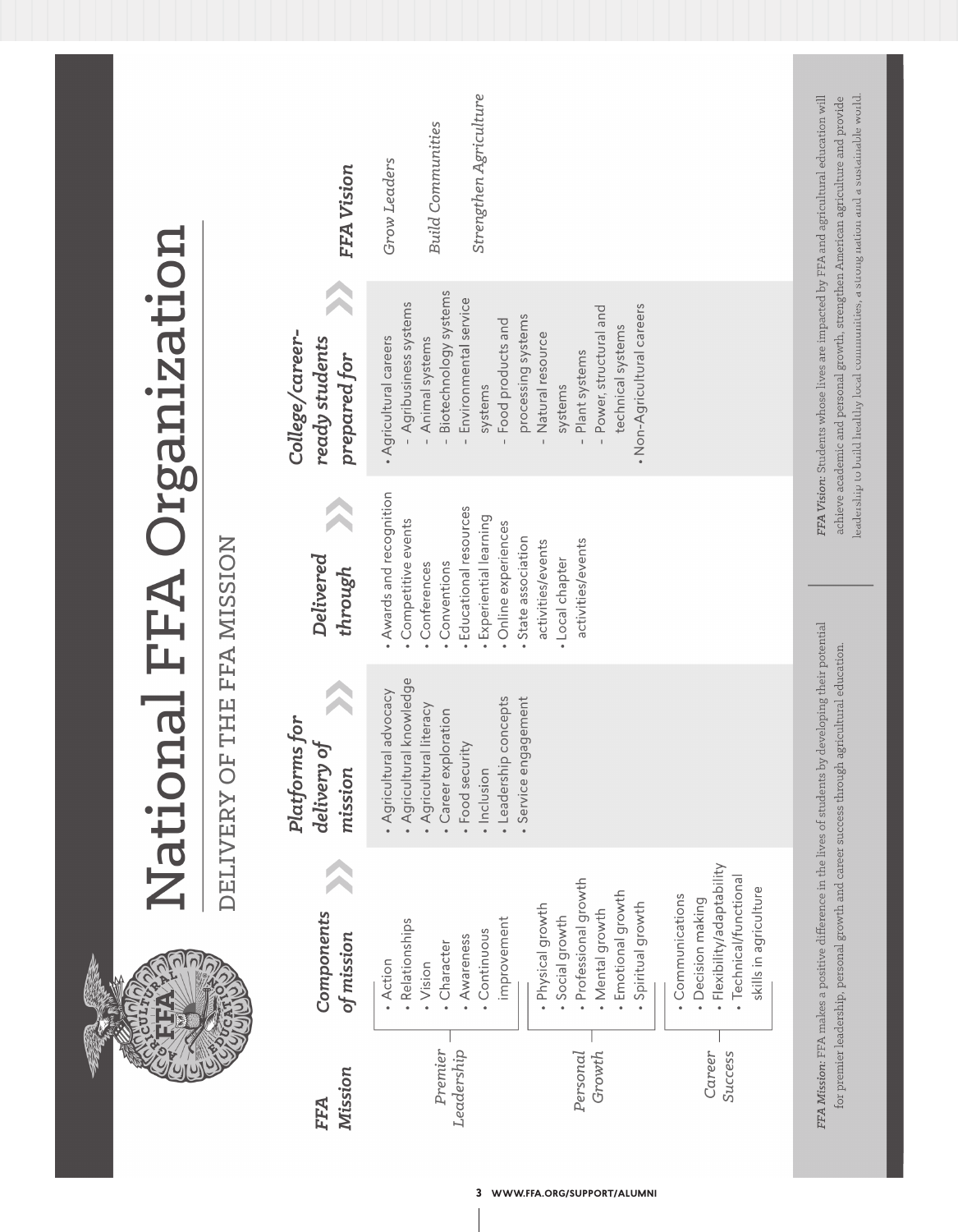# National FFA Organization

## DELIVERY OF THE FFA MISSION

| FFA Mission | Components of mission | Platforms for delivery of mission | Delivered through | College/career-ready students prepared for | FFA Vision |
|---|---|---|---|---|---|
| *Premier Leadership* | • Action<br>• Relationships<br>• Vision<br>• Character<br>• Awareness<br>• Continuous improvement | • Agricultural advocacy<br>• Agricultural knowledge<br>• Agricultural literacy<br>• Career exploration<br>• Food security<br>• Inclusion<br>• Leadership concepts<br>• Service engagement | • Awards and recognition<br>• Competitive events<br>• Conferences<br>• Conventions<br>• Educational resources<br>• Experiential learning<br>• Online experiences<br>• State association activities/events<br>• Local chapter activities/events | • Agricultural careers<br>- Agribusiness systems<br>- Animal systems<br>- Biotechnology systems<br>- Environmental service systems<br>- Food products and processing systems<br>- Natural resource systems<br>- Plant systems<br>- Power, structural and technical systems<br>• Non-Agricultural careers | *Grow Leaders*<br><br>*Build Communities*<br><br>*Strengthen Agriculture* |
| *Personal Growth* | • Physical growth<br>• Social growth<br>• Professional growth<br>• Mental growth<br>• Emotional growth<br>• Spiritual growth | | | | |
| *Career Success* | • Communications<br>• Decision making<br>• Flexibility/adaptability<br>• Technical/functional skills in agriculture | | | | |

*FFA Mission:* FFA makes a positive difference in the lives of students by developing their potential for premier leadership, personal growth and career success through agricultural education.

*FFA Vision:* Students whose lives are impacted by FFA and agricultural education will achieve academic and personal growth, strengthen American agriculture and provide leadership to build healthy local communities, a strong nation and a sustainable world.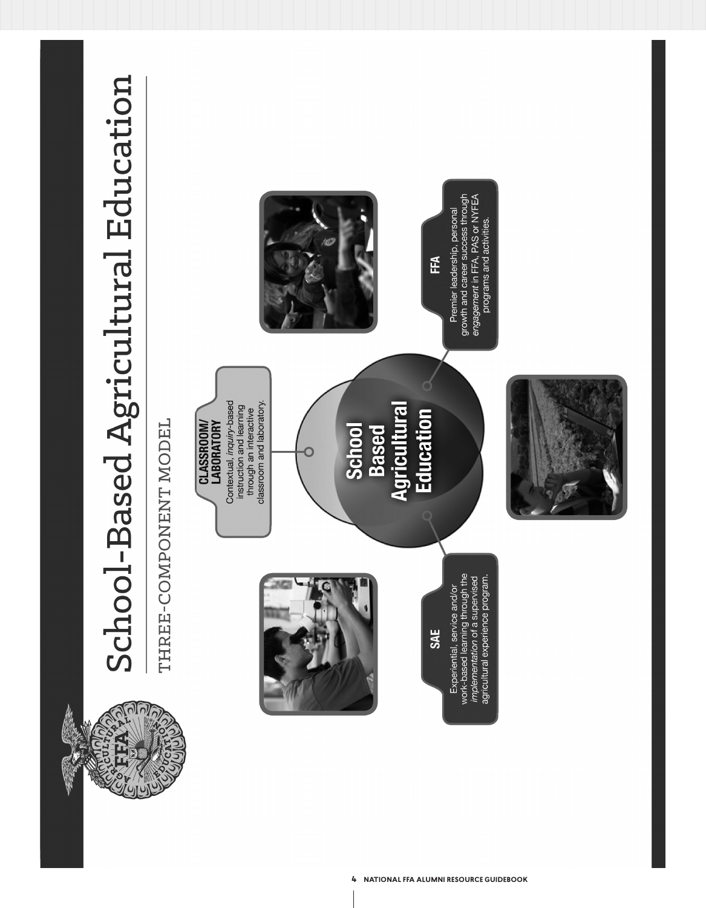# School-Based Agricultural Education

## THREE-COMPONENT MODEL

**School Based Agricultural Education**

### CLASSROOM/ LABORATORY

Contextual, *inquiry*-based instruction and learning through an interactive classroom and laboratory.

### FFA

Premier leadership, personal growth and career success through *engagement* in FFA, PAS or NYFEA programs and activities.

### SAE

Experiential, service and/or work-based learning through the *implementation* of a supervised agricultural experience program.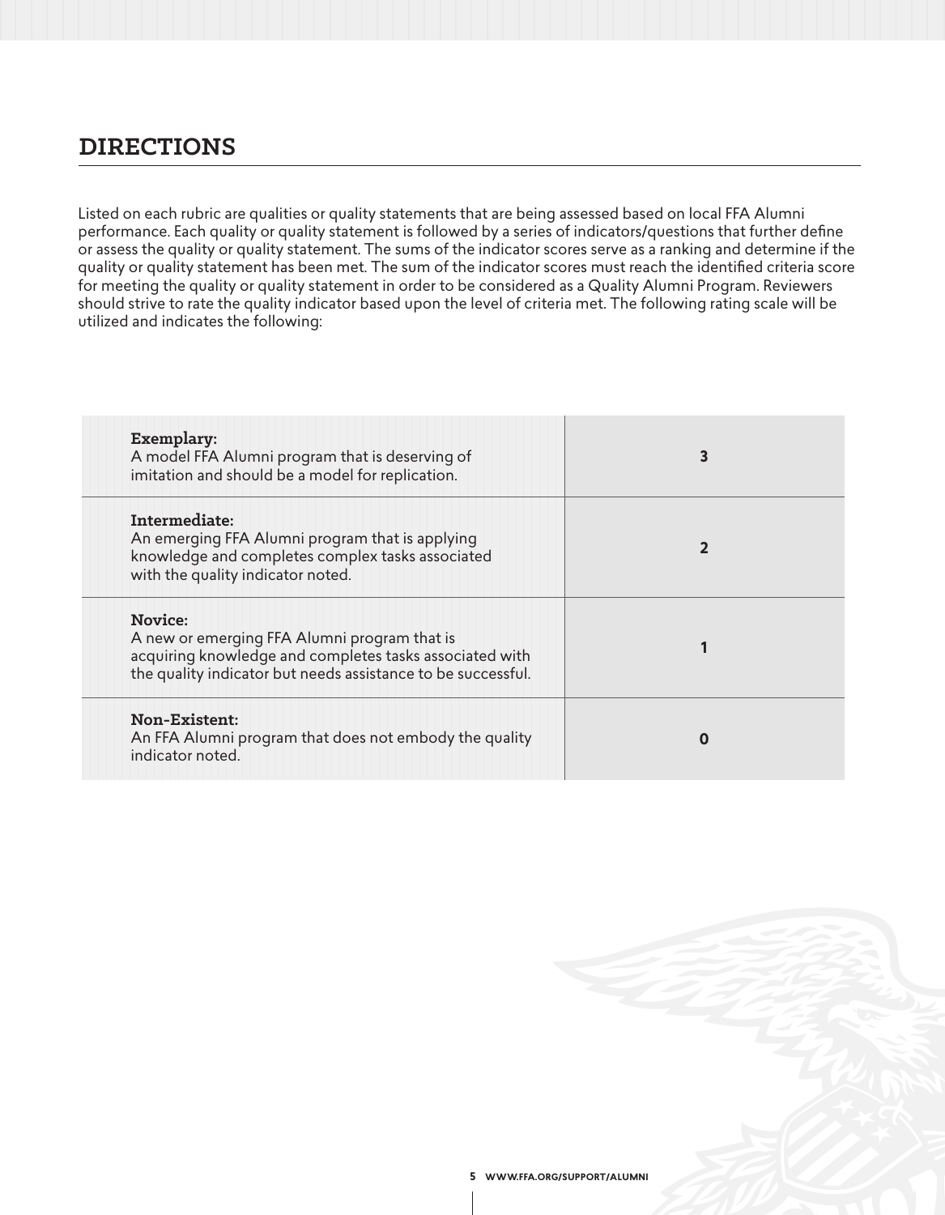## DIRECTIONS

Listed on each rubric are qualities or quality statements that are being assessed based on local FFA Alumni performance. Each quality or quality statement is followed by a series of indicators/questions that further define or assess the quality or quality statement. The sums of the indicator scores serve as a ranking and determine if the quality or quality statement has been met. The sum of the indicator scores must reach the identified criteria score for meeting the quality or quality statement in order to be considered as a Quality Alumni Program. Reviewers should strive to rate the quality indicator based upon the level of criteria met. The following rating scale will be utilized and indicates the following:

| Rating | Score |
|---|---|
| **Exemplary:**<br>A model FFA Alumni program that is deserving of imitation and should be a model for replication. | **3** |
| **Intermediate:**<br>An emerging FFA Alumni program that is applying knowledge and completes complex tasks associated with the quality indicator noted. | **2** |
| **Novice:**<br>A new or emerging FFA Alumni program that is acquiring knowledge and completes tasks associated with the quality indicator but needs assistance to be successful. | **1** |
| **Non-Existent:**<br>An FFA Alumni program that does not embody the quality indicator noted. | **0** |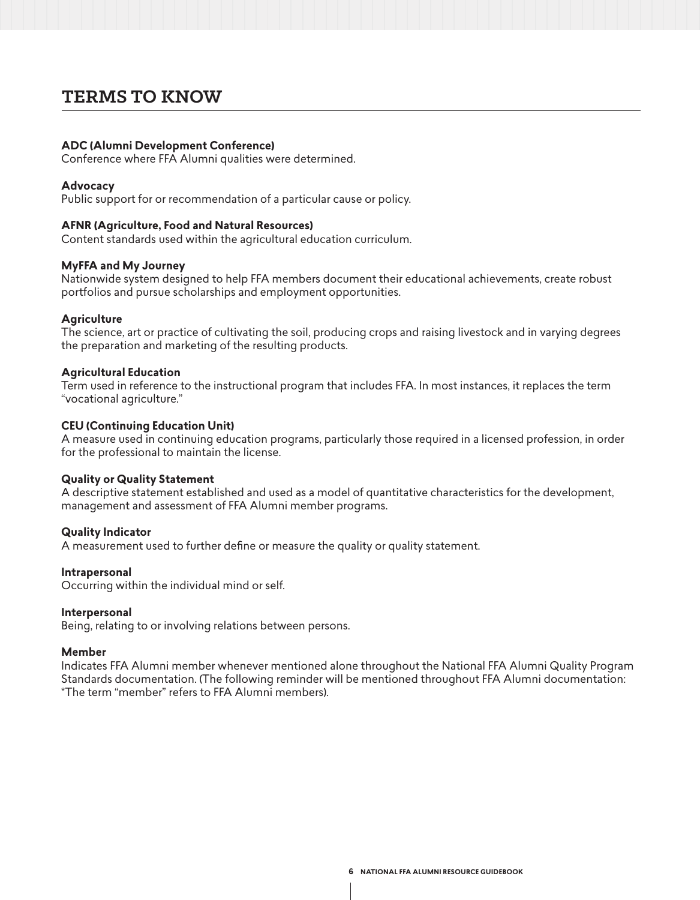## TERMS TO KNOW

**ADC (Alumni Development Conference)**
Conference where FFA Alumni qualities were determined.

**Advocacy**
Public support for or recommendation of a particular cause or policy.

**AFNR (Agriculture, Food and Natural Resources)**
Content standards used within the agricultural education curriculum.

**MyFFA and My Journey**
Nationwide system designed to help FFA members document their educational achievements, create robust portfolios and pursue scholarships and employment opportunities.

**Agriculture**
The science, art or practice of cultivating the soil, producing crops and raising livestock and in varying degrees the preparation and marketing of the resulting products.

**Agricultural Education**
Term used in reference to the instructional program that includes FFA. In most instances, it replaces the term "vocational agriculture."

**CEU (Continuing Education Unit)**
A measure used in continuing education programs, particularly those required in a licensed profession, in order for the professional to maintain the license.

**Quality or Quality Statement**
A descriptive statement established and used as a model of quantitative characteristics for the development, management and assessment of FFA Alumni member programs.

**Quality Indicator**
A measurement used to further define or measure the quality or quality statement.

**Intrapersonal**
Occurring within the individual mind or self.

**Interpersonal**
Being, relating to or involving relations between persons.

**Member**
Indicates FFA Alumni member whenever mentioned alone throughout the National FFA Alumni Quality Program Standards documentation. (The following reminder will be mentioned throughout FFA Alumni documentation: *The term "member" refers to FFA Alumni members).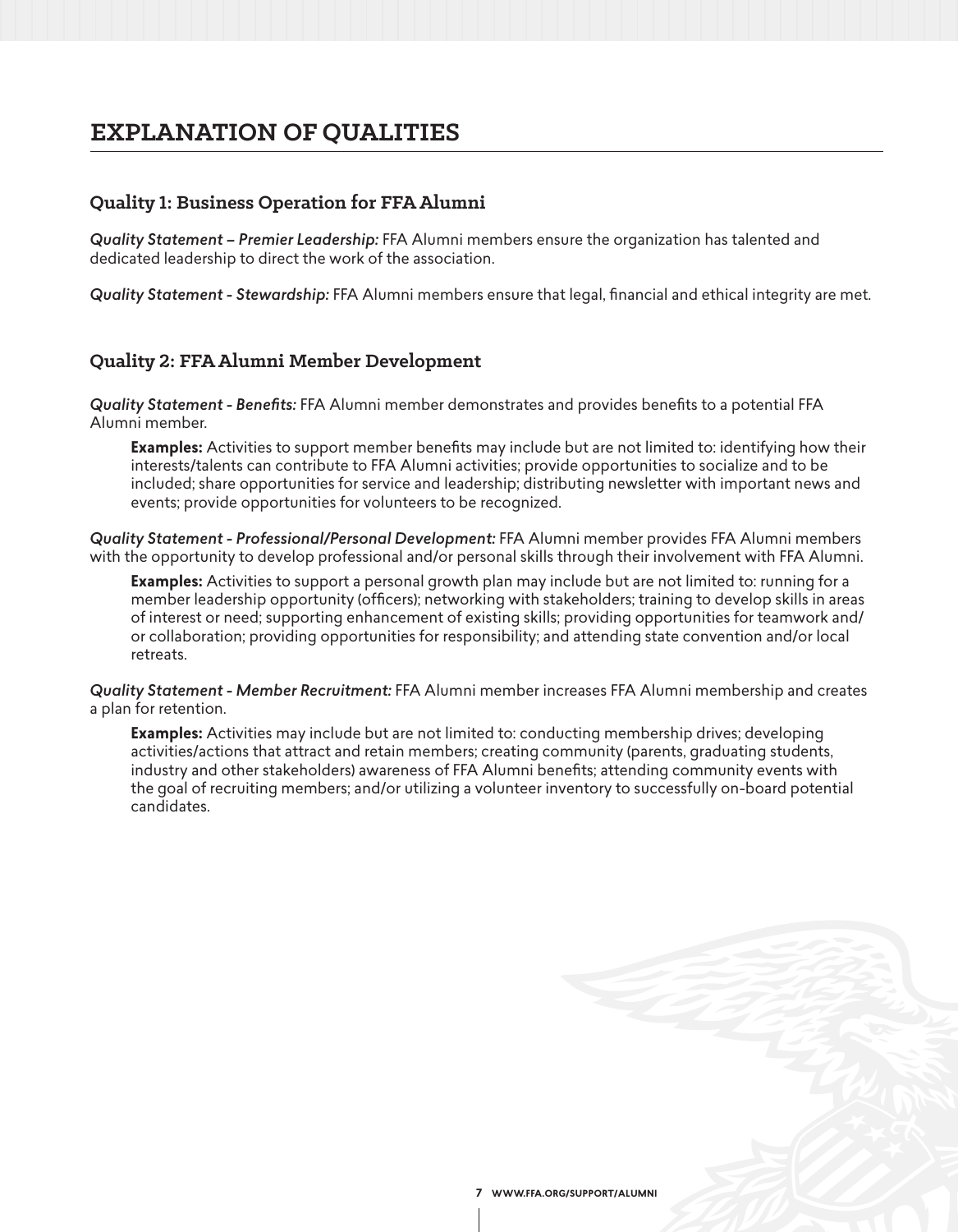# EXPLANATION OF QUALITIES

## Quality 1: Business Operation for FFA Alumni

*Quality Statement – Premier Leadership:* FFA Alumni members ensure the organization has talented and dedicated leadership to direct the work of the association.

*Quality Statement - Stewardship:* FFA Alumni members ensure that legal, financial and ethical integrity are met.

## Quality 2: FFA Alumni Member Development

*Quality Statement - Benefits:* FFA Alumni member demonstrates and provides benefits to a potential FFA Alumni member.

> **Examples:** Activities to support member benefits may include but are not limited to: identifying how their interests/talents can contribute to FFA Alumni activities; provide opportunities to socialize and to be included; share opportunities for service and leadership; distributing newsletter with important news and events; provide opportunities for volunteers to be recognized.

*Quality Statement - Professional/Personal Development:* FFA Alumni member provides FFA Alumni members with the opportunity to develop professional and/or personal skills through their involvement with FFA Alumni.

> **Examples:** Activities to support a personal growth plan may include but are not limited to: running for a member leadership opportunity (officers); networking with stakeholders; training to develop skills in areas of interest or need; supporting enhancement of existing skills; providing opportunities for teamwork and/or collaboration; providing opportunities for responsibility; and attending state convention and/or local retreats.

*Quality Statement - Member Recruitment:* FFA Alumni member increases FFA Alumni membership and creates a plan for retention.

> **Examples:** Activities may include but are not limited to: conducting membership drives; developing activities/actions that attract and retain members; creating community (parents, graduating students, industry and other stakeholders) awareness of FFA Alumni benefits; attending community events with the goal of recruiting members; and/or utilizing a volunteer inventory to successfully on-board potential candidates.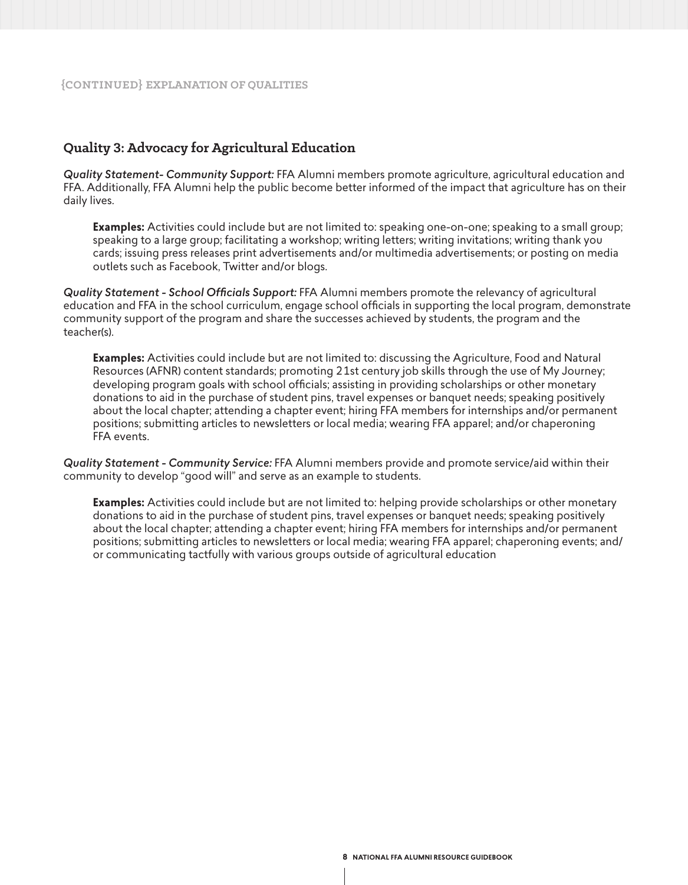{CONTINUED} EXPLANATION OF QUALITIES

## Quality 3: Advocacy for Agricultural Education

*Quality Statement- Community Support:* FFA Alumni members promote agriculture, agricultural education and FFA. Additionally, FFA Alumni help the public become better informed of the impact that agriculture has on their daily lives.

> **Examples:** Activities could include but are not limited to: speaking one-on-one; speaking to a small group; speaking to a large group; facilitating a workshop; writing letters; writing invitations; writing thank you cards; issuing press releases print advertisements and/or multimedia advertisements; or posting on media outlets such as Facebook, Twitter and/or blogs.

*Quality Statement - School Officials Support:* FFA Alumni members promote the relevancy of agricultural education and FFA in the school curriculum, engage school officials in supporting the local program, demonstrate community support of the program and share the successes achieved by students, the program and the teacher(s).

> **Examples:** Activities could include but are not limited to: discussing the Agriculture, Food and Natural Resources (AFNR) content standards; promoting 21st century job skills through the use of My Journey; developing program goals with school officials; assisting in providing scholarships or other monetary donations to aid in the purchase of student pins, travel expenses or banquet needs; speaking positively about the local chapter; attending a chapter event; hiring FFA members for internships and/or permanent positions; submitting articles to newsletters or local media; wearing FFA apparel; and/or chaperoning FFA events.

*Quality Statement - Community Service:* FFA Alumni members provide and promote service/aid within their community to develop "good will" and serve as an example to students.

> **Examples:** Activities could include but are not limited to: helping provide scholarships or other monetary donations to aid in the purchase of student pins, travel expenses or banquet needs; speaking positively about the local chapter; attending a chapter event; hiring FFA members for internships and/or permanent positions; submitting articles to newsletters or local media; wearing FFA apparel; chaperoning events; and/or communicating tactfully with various groups outside of agricultural education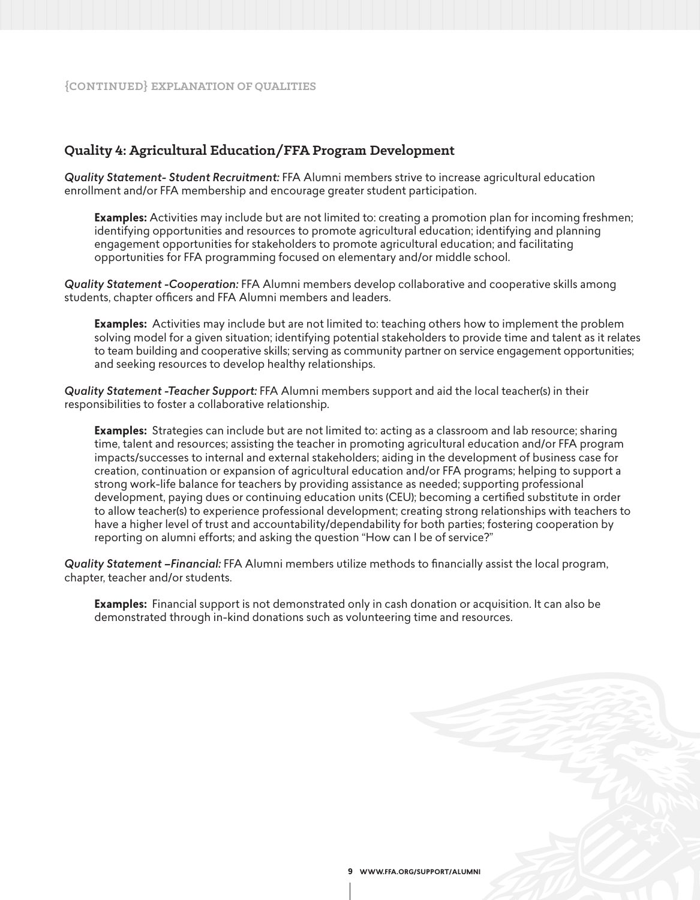{CONTINUED} EXPLANATION OF QUALITIES

## Quality 4: Agricultural Education/FFA Program Development

*Quality Statement- Student Recruitment:* FFA Alumni members strive to increase agricultural education enrollment and/or FFA membership and encourage greater student participation.

> **Examples:** Activities may include but are not limited to: creating a promotion plan for incoming freshmen; identifying opportunities and resources to promote agricultural education; identifying and planning engagement opportunities for stakeholders to promote agricultural education; and facilitating opportunities for FFA programming focused on elementary and/or middle school.

*Quality Statement -Cooperation:* FFA Alumni members develop collaborative and cooperative skills among students, chapter officers and FFA Alumni members and leaders.

> **Examples:** Activities may include but are not limited to: teaching others how to implement the problem solving model for a given situation; identifying potential stakeholders to provide time and talent as it relates to team building and cooperative skills; serving as community partner on service engagement opportunities; and seeking resources to develop healthy relationships.

*Quality Statement -Teacher Support:* FFA Alumni members support and aid the local teacher(s) in their responsibilities to foster a collaborative relationship.

> **Examples:** Strategies can include but are not limited to: acting as a classroom and lab resource; sharing time, talent and resources; assisting the teacher in promoting agricultural education and/or FFA program impacts/successes to internal and external stakeholders; aiding in the development of business case for creation, continuation or expansion of agricultural education and/or FFA programs; helping to support a strong work-life balance for teachers by providing assistance as needed; supporting professional development, paying dues or continuing education units (CEU); becoming a certified substitute in order to allow teacher(s) to experience professional development; creating strong relationships with teachers to have a higher level of trust and accountability/dependability for both parties; fostering cooperation by reporting on alumni efforts; and asking the question "How can I be of service?"

*Quality Statement –Financial:* FFA Alumni members utilize methods to financially assist the local program, chapter, teacher and/or students.

> **Examples:** Financial support is not demonstrated only in cash donation or acquisition. It can also be demonstrated through in-kind donations such as volunteering time and resources.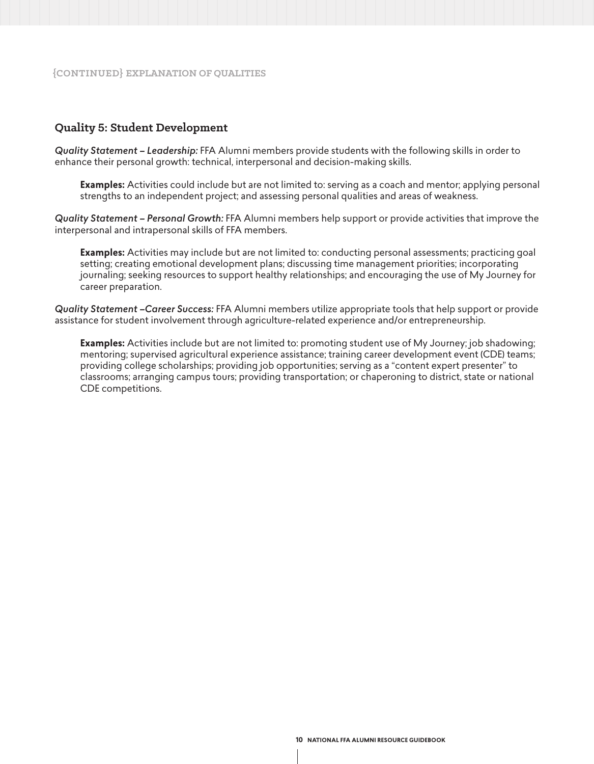{CONTINUED} EXPLANATION OF QUALITIES

## Quality 5: Student Development

*Quality Statement – Leadership:* FFA Alumni members provide students with the following skills in order to enhance their personal growth: technical, interpersonal and decision-making skills.

> **Examples:** Activities could include but are not limited to: serving as a coach and mentor; applying personal strengths to an independent project; and assessing personal qualities and areas of weakness.

*Quality Statement – Personal Growth:* FFA Alumni members help support or provide activities that improve the interpersonal and intrapersonal skills of FFA members.

> **Examples:** Activities may include but are not limited to: conducting personal assessments; practicing goal setting; creating emotional development plans; discussing time management priorities; incorporating journaling; seeking resources to support healthy relationships; and encouraging the use of My Journey for career preparation.

*Quality Statement –Career Success:* FFA Alumni members utilize appropriate tools that help support or provide assistance for student involvement through agriculture-related experience and/or entrepreneurship.

> **Examples:** Activities include but are not limited to: promoting student use of My Journey; job shadowing; mentoring; supervised agricultural experience assistance; training career development event (CDE) teams; providing college scholarships; providing job opportunities; serving as a "content expert presenter" to classrooms; arranging campus tours; providing transportation; or chaperoning to district, state or national CDE competitions.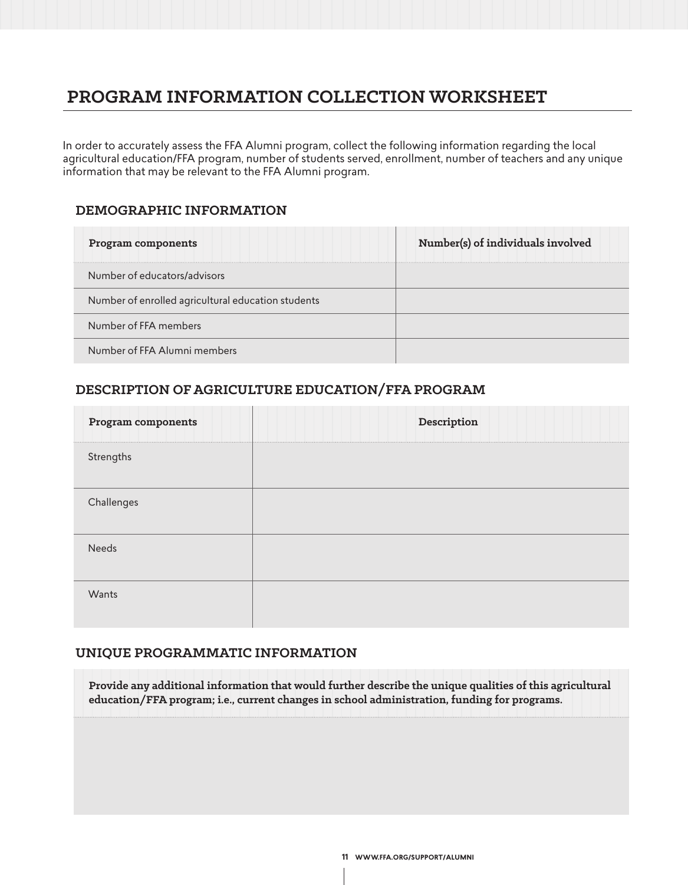# PROGRAM INFORMATION COLLECTION WORKSHEET

In order to accurately assess the FFA Alumni program, collect the following information regarding the local agricultural education/FFA program, number of students served, enrollment, number of teachers and any unique information that may be relevant to the FFA Alumni program.

## DEMOGRAPHIC INFORMATION

| Program components | Number(s) of individuals involved |
|---|---|
| Number of educators/advisors | |
| Number of enrolled agricultural education students | |
| Number of FFA members | |
| Number of FFA Alumni members | |

## DESCRIPTION OF AGRICULTURE EDUCATION/FFA PROGRAM

| Program components | Description |
|---|---|
| Strengths | |
| Challenges | |
| Needs | |
| Wants | |

## UNIQUE PROGRAMMATIC INFORMATION

| Provide any additional information that would further describe the unique qualities of this agricultural education/FFA program; i.e., current changes in school administration, funding for programs. |
|---|
| |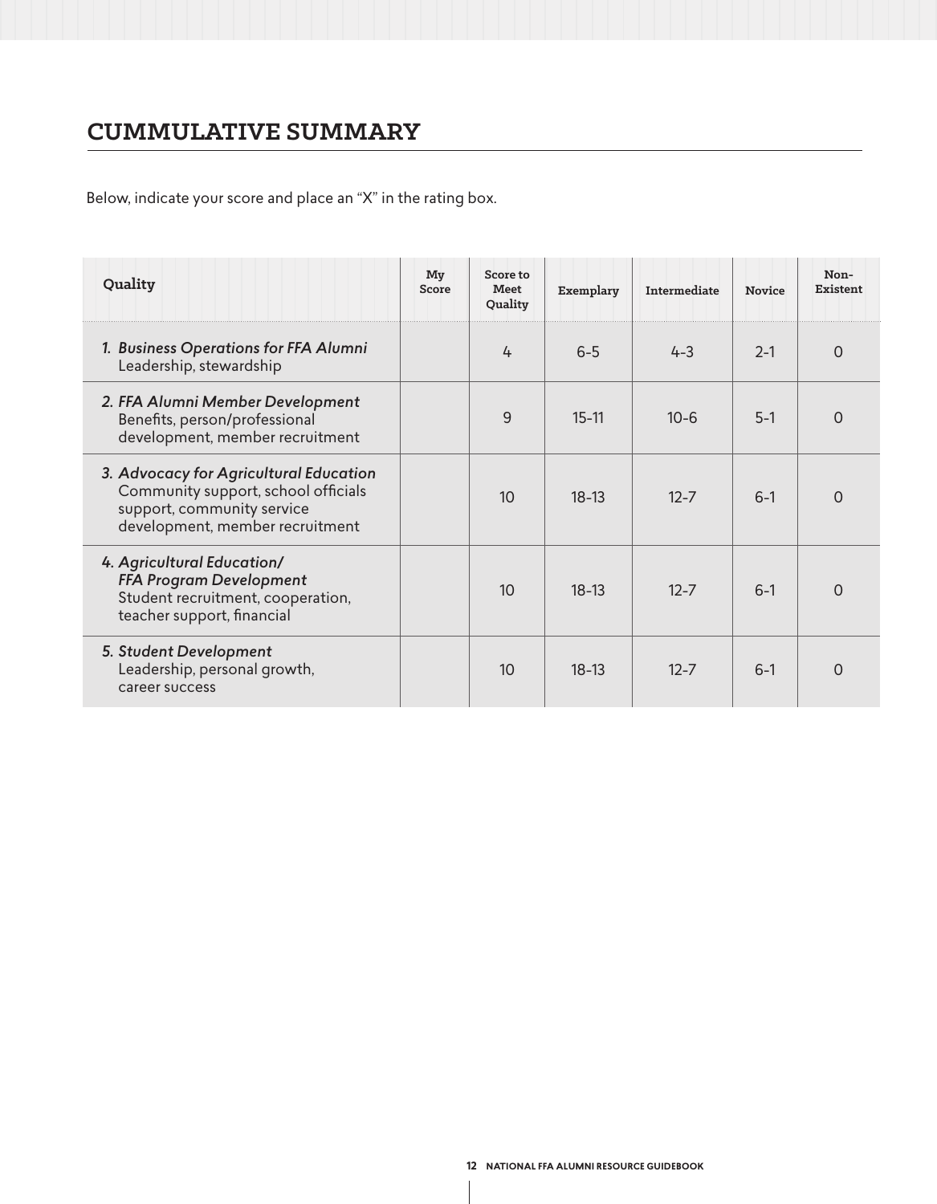## CUMMULATIVE SUMMARY

Below, indicate your score and place an "X" in the rating box.

| Quality | My Score | Score to Meet Quality | Exemplary | Intermediate | Novice | Non-Existent |
|---|---|---|---|---|---|---|
| *1. Business Operations for FFA Alumni* Leadership, stewardship | | 4 | 6-5 | 4-3 | 2-1 | 0 |
| *2. FFA Alumni Member Development* Benefits, person/professional development, member recruitment | | 9 | 15-11 | 10-6 | 5-1 | 0 |
| *3. Advocacy for Agricultural Education* Community support, school officials support, community service development, member recruitment | | 10 | 18-13 | 12-7 | 6-1 | 0 |
| *4. Agricultural Education/ FFA Program Development* Student recruitment, cooperation, teacher support, financial | | 10 | 18-13 | 12-7 | 6-1 | 0 |
| *5. Student Development* Leadership, personal growth, career success | | 10 | 18-13 | 12-7 | 6-1 | 0 |